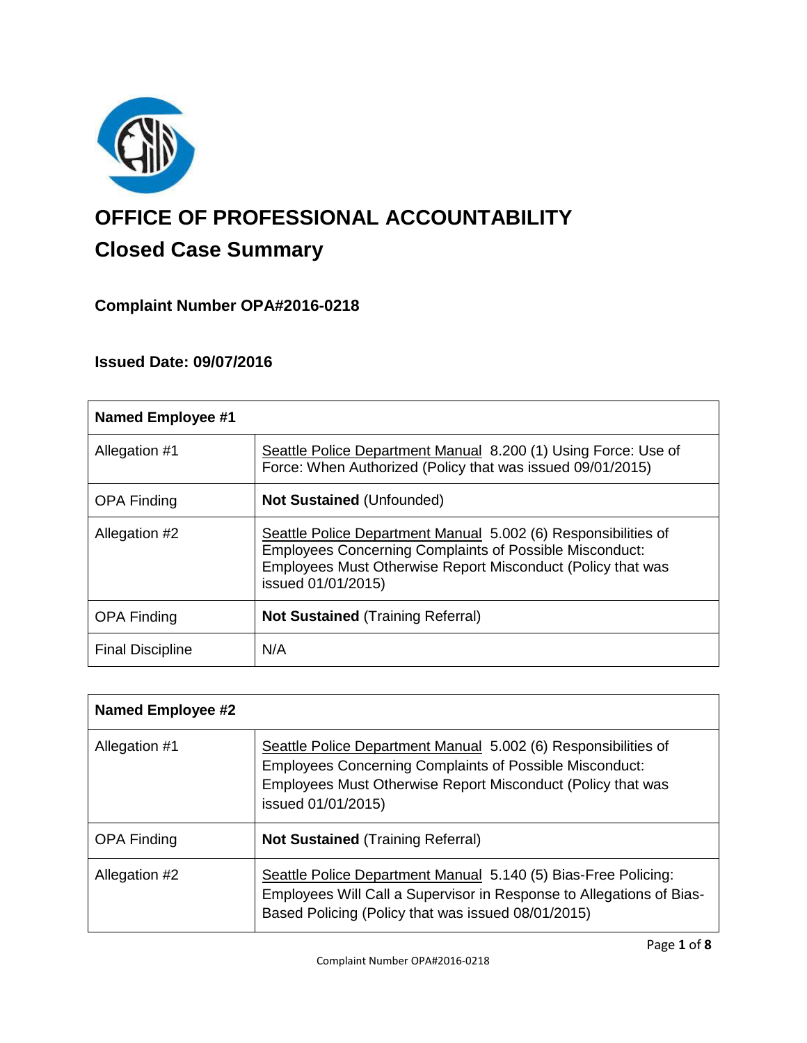# OFFICE OF PROFESSIONAL ACCOUNTABILITY

## Closed Case Summary

### Complaint Number OPA#2016-0218

### Issued Date: 09/07/2016

| Named Employee #1 | |
|---|---|
| Allegation #1 | Seattle Police Department Manual 8.200 (1) Using Force: Use of Force: When Authorized (Policy that was issued 09/01/2015) |
| OPA Finding | **Not Sustained** (Unfounded) |
| Allegation #2 | Seattle Police Department Manual 5.002 (6) Responsibilities of Employees Concerning Complaints of Possible Misconduct: Employees Must Otherwise Report Misconduct (Policy that was issued 01/01/2015) |
| OPA Finding | **Not Sustained** (Training Referral) |
| Final Discipline | N/A |

| Named Employee #2 | |
|---|---|
| Allegation #1 | Seattle Police Department Manual 5.002 (6) Responsibilities of Employees Concerning Complaints of Possible Misconduct: Employees Must Otherwise Report Misconduct (Policy that was issued 01/01/2015) |
| OPA Finding | **Not Sustained** (Training Referral) |
| Allegation #2 | Seattle Police Department Manual 5.140 (5) Bias-Free Policing: Employees Will Call a Supervisor in Response to Allegations of Bias-Based Policing (Policy that was issued 08/01/2015) |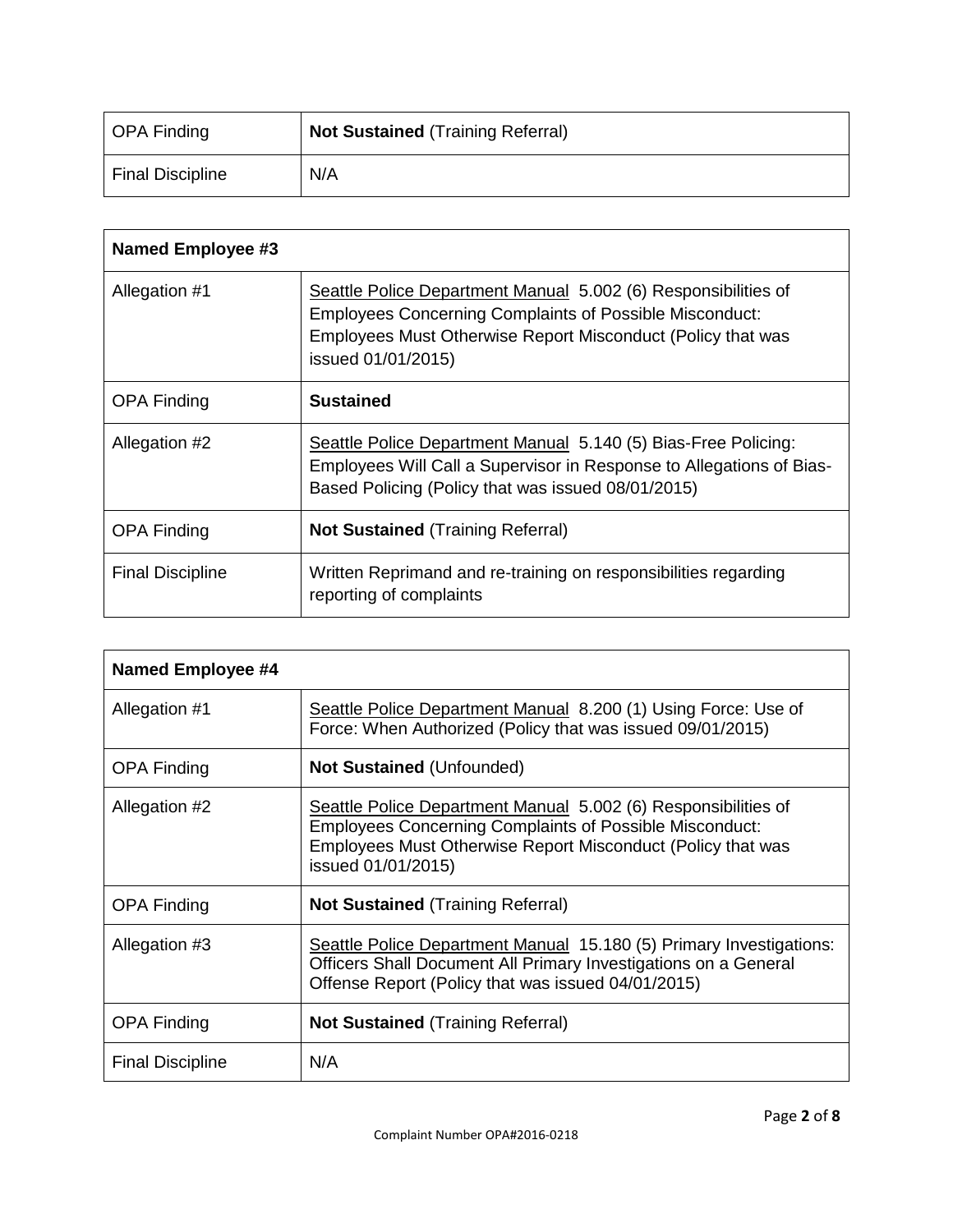| OPA Finding | **Not Sustained** (Training Referral) |
|---|---|
| Final Discipline | N/A |

| **Named Employee #3** | |
|---|---|
| Allegation #1 | Seattle Police Department Manual 5.002 (6) Responsibilities of Employees Concerning Complaints of Possible Misconduct: Employees Must Otherwise Report Misconduct (Policy that was issued 01/01/2015) |
| OPA Finding | **Sustained** |
| Allegation #2 | Seattle Police Department Manual 5.140 (5) Bias-Free Policing: Employees Will Call a Supervisor in Response to Allegations of Bias-Based Policing (Policy that was issued 08/01/2015) |
| OPA Finding | **Not Sustained** (Training Referral) |
| Final Discipline | Written Reprimand and re-training on responsibilities regarding reporting of complaints |

| **Named Employee #4** | |
|---|---|
| Allegation #1 | Seattle Police Department Manual 8.200 (1) Using Force: Use of Force: When Authorized (Policy that was issued 09/01/2015) |
| OPA Finding | **Not Sustained** (Unfounded) |
| Allegation #2 | Seattle Police Department Manual 5.002 (6) Responsibilities of Employees Concerning Complaints of Possible Misconduct: Employees Must Otherwise Report Misconduct (Policy that was issued 01/01/2015) |
| OPA Finding | **Not Sustained** (Training Referral) |
| Allegation #3 | Seattle Police Department Manual 15.180 (5) Primary Investigations: Officers Shall Document All Primary Investigations on a General Offense Report (Policy that was issued 04/01/2015) |
| OPA Finding | **Not Sustained** (Training Referral) |
| Final Discipline | N/A |

Complaint Number OPA#2016-0218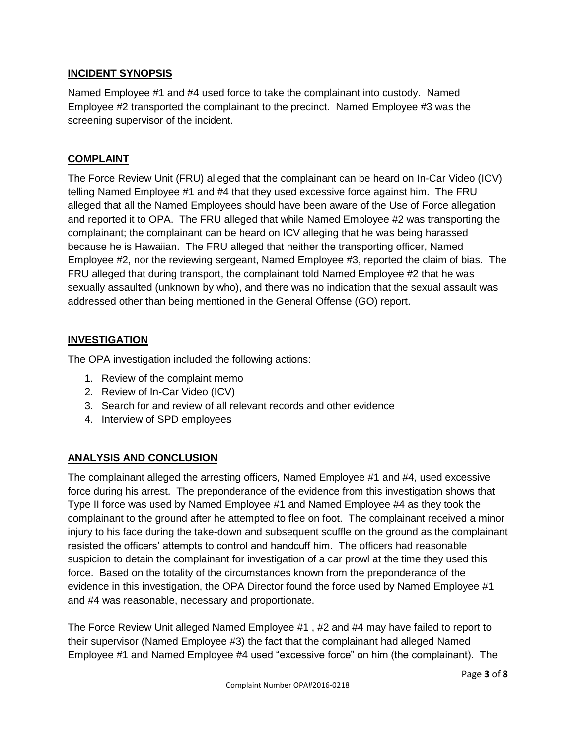## INCIDENT SYNOPSIS

Named Employee #1 and #4 used force to take the complainant into custody. Named Employee #2 transported the complainant to the precinct. Named Employee #3 was the screening supervisor of the incident.

## COMPLAINT

The Force Review Unit (FRU) alleged that the complainant can be heard on In-Car Video (ICV) telling Named Employee #1 and #4 that they used excessive force against him. The FRU alleged that all the Named Employees should have been aware of the Use of Force allegation and reported it to OPA. The FRU alleged that while Named Employee #2 was transporting the complainant; the complainant can be heard on ICV alleging that he was being harassed because he is Hawaiian. The FRU alleged that neither the transporting officer, Named Employee #2, nor the reviewing sergeant, Named Employee #3, reported the claim of bias. The FRU alleged that during transport, the complainant told Named Employee #2 that he was sexually assaulted (unknown by who), and there was no indication that the sexual assault was addressed other than being mentioned in the General Offense (GO) report.

## INVESTIGATION

The OPA investigation included the following actions:

1. Review of the complaint memo
2. Review of In-Car Video (ICV)
3. Search for and review of all relevant records and other evidence
4. Interview of SPD employees

## ANALYSIS AND CONCLUSION

The complainant alleged the arresting officers, Named Employee #1 and #4, used excessive force during his arrest. The preponderance of the evidence from this investigation shows that Type II force was used by Named Employee #1 and Named Employee #4 as they took the complainant to the ground after he attempted to flee on foot. The complainant received a minor injury to his face during the take-down and subsequent scuffle on the ground as the complainant resisted the officers' attempts to control and handcuff him. The officers had reasonable suspicion to detain the complainant for investigation of a car prowl at the time they used this force. Based on the totality of the circumstances known from the preponderance of the evidence in this investigation, the OPA Director found the force used by Named Employee #1 and #4 was reasonable, necessary and proportionate.

The Force Review Unit alleged Named Employee #1 , #2 and #4 may have failed to report to their supervisor (Named Employee #3) the fact that the complainant had alleged Named Employee #1 and Named Employee #4 used "excessive force" on him (the complainant). The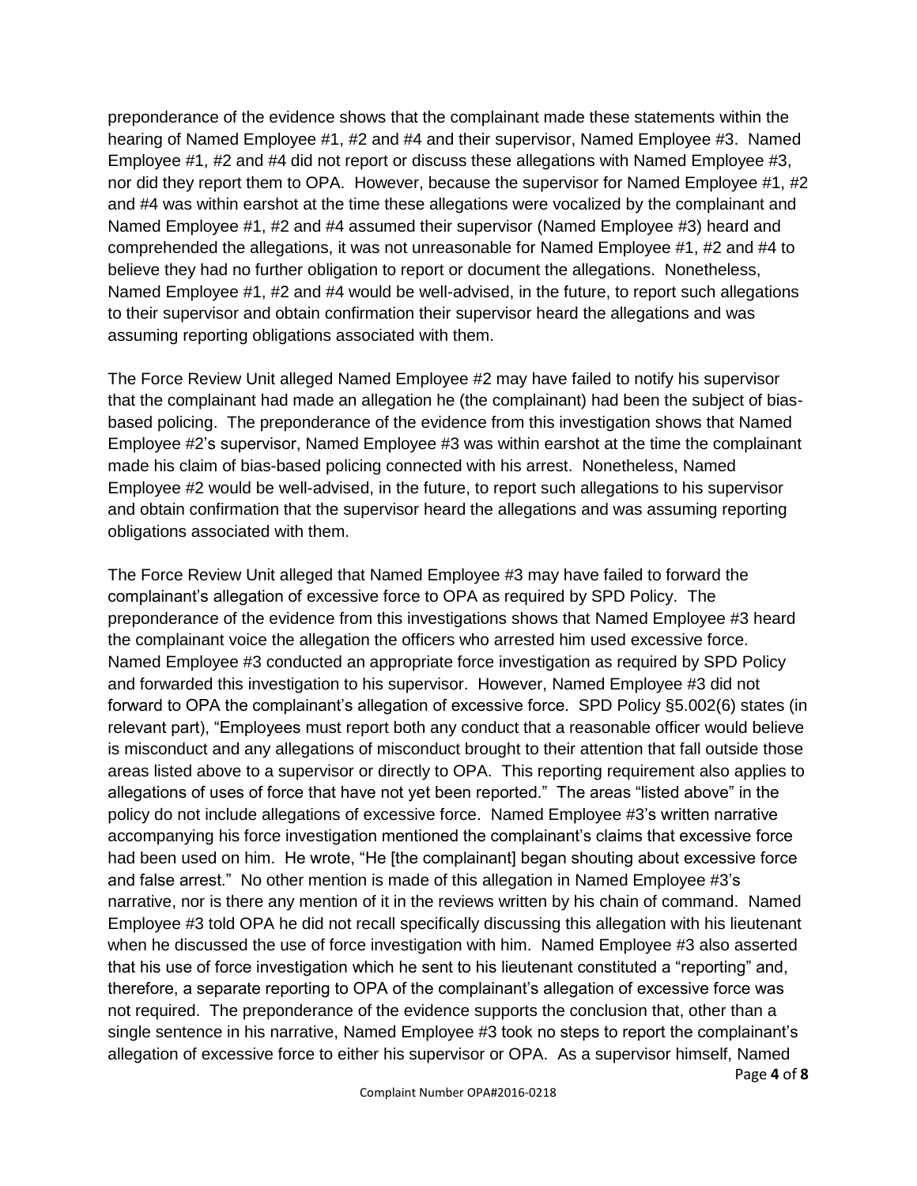preponderance of the evidence shows that the complainant made these statements within the hearing of Named Employee #1, #2 and #4 and their supervisor, Named Employee #3. Named Employee #1, #2 and #4 did not report or discuss these allegations with Named Employee #3, nor did they report them to OPA. However, because the supervisor for Named Employee #1, #2 and #4 was within earshot at the time these allegations were vocalized by the complainant and Named Employee #1, #2 and #4 assumed their supervisor (Named Employee #3) heard and comprehended the allegations, it was not unreasonable for Named Employee #1, #2 and #4 to believe they had no further obligation to report or document the allegations. Nonetheless, Named Employee #1, #2 and #4 would be well-advised, in the future, to report such allegations to their supervisor and obtain confirmation their supervisor heard the allegations and was assuming reporting obligations associated with them.

The Force Review Unit alleged Named Employee #2 may have failed to notify his supervisor that the complainant had made an allegation he (the complainant) had been the subject of bias-based policing. The preponderance of the evidence from this investigation shows that Named Employee #2's supervisor, Named Employee #3 was within earshot at the time the complainant made his claim of bias-based policing connected with his arrest. Nonetheless, Named Employee #2 would be well-advised, in the future, to report such allegations to his supervisor and obtain confirmation that the supervisor heard the allegations and was assuming reporting obligations associated with them.

The Force Review Unit alleged that Named Employee #3 may have failed to forward the complainant's allegation of excessive force to OPA as required by SPD Policy. The preponderance of the evidence from this investigations shows that Named Employee #3 heard the complainant voice the allegation the officers who arrested him used excessive force. Named Employee #3 conducted an appropriate force investigation as required by SPD Policy and forwarded this investigation to his supervisor. However, Named Employee #3 did not forward to OPA the complainant's allegation of excessive force. SPD Policy §5.002(6) states (in relevant part), "Employees must report both any conduct that a reasonable officer would believe is misconduct and any allegations of misconduct brought to their attention that fall outside those areas listed above to a supervisor or directly to OPA. This reporting requirement also applies to allegations of uses of force that have not yet been reported." The areas "listed above" in the policy do not include allegations of excessive force. Named Employee #3's written narrative accompanying his force investigation mentioned the complainant's claims that excessive force had been used on him. He wrote, "He [the complainant] began shouting about excessive force and false arrest." No other mention is made of this allegation in Named Employee #3's narrative, nor is there any mention of it in the reviews written by his chain of command. Named Employee #3 told OPA he did not recall specifically discussing this allegation with his lieutenant when he discussed the use of force investigation with him. Named Employee #3 also asserted that his use of force investigation which he sent to his lieutenant constituted a "reporting" and, therefore, a separate reporting to OPA of the complainant's allegation of excessive force was not required. The preponderance of the evidence supports the conclusion that, other than a single sentence in his narrative, Named Employee #3 took no steps to report the complainant's allegation of excessive force to either his supervisor or OPA. As a supervisor himself, Named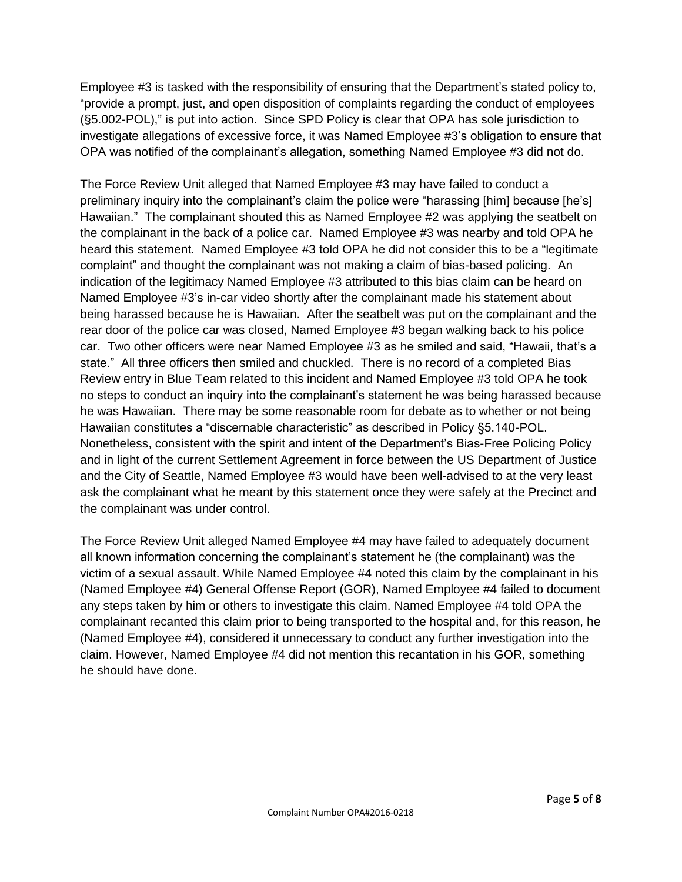Employee #3 is tasked with the responsibility of ensuring that the Department's stated policy to, "provide a prompt, just, and open disposition of complaints regarding the conduct of employees (§5.002-POL)," is put into action. Since SPD Policy is clear that OPA has sole jurisdiction to investigate allegations of excessive force, it was Named Employee #3's obligation to ensure that OPA was notified of the complainant's allegation, something Named Employee #3 did not do.

The Force Review Unit alleged that Named Employee #3 may have failed to conduct a preliminary inquiry into the complainant's claim the police were "harassing [him] because [he's] Hawaiian." The complainant shouted this as Named Employee #2 was applying the seatbelt on the complainant in the back of a police car. Named Employee #3 was nearby and told OPA he heard this statement. Named Employee #3 told OPA he did not consider this to be a "legitimate complaint" and thought the complainant was not making a claim of bias-based policing. An indication of the legitimacy Named Employee #3 attributed to this bias claim can be heard on Named Employee #3's in-car video shortly after the complainant made his statement about being harassed because he is Hawaiian. After the seatbelt was put on the complainant and the rear door of the police car was closed, Named Employee #3 began walking back to his police car. Two other officers were near Named Employee #3 as he smiled and said, "Hawaii, that's a state." All three officers then smiled and chuckled. There is no record of a completed Bias Review entry in Blue Team related to this incident and Named Employee #3 told OPA he took no steps to conduct an inquiry into the complainant's statement he was being harassed because he was Hawaiian. There may be some reasonable room for debate as to whether or not being Hawaiian constitutes a "discernable characteristic" as described in Policy §5.140-POL. Nonetheless, consistent with the spirit and intent of the Department's Bias-Free Policing Policy and in light of the current Settlement Agreement in force between the US Department of Justice and the City of Seattle, Named Employee #3 would have been well-advised to at the very least ask the complainant what he meant by this statement once they were safely at the Precinct and the complainant was under control.

The Force Review Unit alleged Named Employee #4 may have failed to adequately document all known information concerning the complainant's statement he (the complainant) was the victim of a sexual assault. While Named Employee #4 noted this claim by the complainant in his (Named Employee #4) General Offense Report (GOR), Named Employee #4 failed to document any steps taken by him or others to investigate this claim. Named Employee #4 told OPA the complainant recanted this claim prior to being transported to the hospital and, for this reason, he (Named Employee #4), considered it unnecessary to conduct any further investigation into the claim. However, Named Employee #4 did not mention this recantation in his GOR, something he should have done.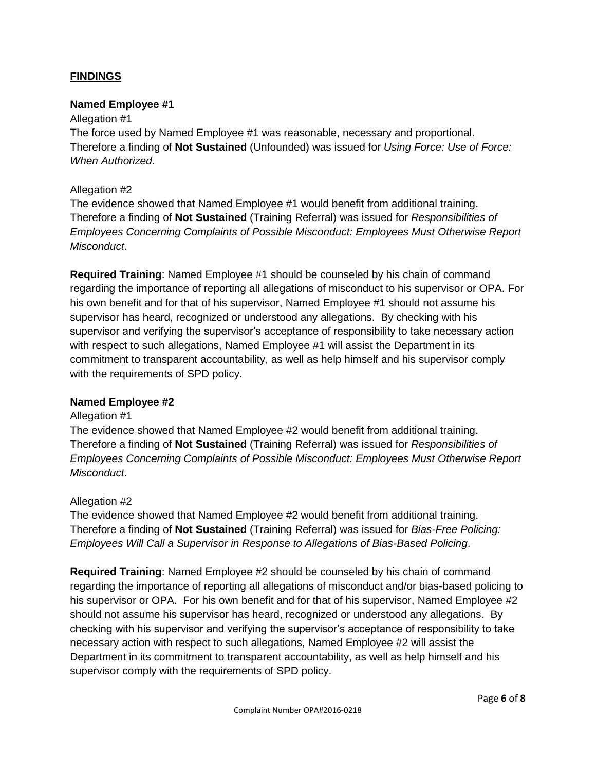## **FINDINGS**

**Named Employee #1**

Allegation #1

The force used by Named Employee #1 was reasonable, necessary and proportional. Therefore a finding of **Not Sustained** (Unfounded) was issued for *Using Force: Use of Force: When Authorized*.

Allegation #2

The evidence showed that Named Employee #1 would benefit from additional training. Therefore a finding of **Not Sustained** (Training Referral) was issued for *Responsibilities of Employees Concerning Complaints of Possible Misconduct: Employees Must Otherwise Report Misconduct*.

**Required Training**: Named Employee #1 should be counseled by his chain of command regarding the importance of reporting all allegations of misconduct to his supervisor or OPA. For his own benefit and for that of his supervisor, Named Employee #1 should not assume his supervisor has heard, recognized or understood any allegations. By checking with his supervisor and verifying the supervisor's acceptance of responsibility to take necessary action with respect to such allegations, Named Employee #1 will assist the Department in its commitment to transparent accountability, as well as help himself and his supervisor comply with the requirements of SPD policy.

**Named Employee #2**

Allegation #1

The evidence showed that Named Employee #2 would benefit from additional training. Therefore a finding of **Not Sustained** (Training Referral) was issued for *Responsibilities of Employees Concerning Complaints of Possible Misconduct: Employees Must Otherwise Report Misconduct*.

Allegation #2

The evidence showed that Named Employee #2 would benefit from additional training. Therefore a finding of **Not Sustained** (Training Referral) was issued for *Bias-Free Policing: Employees Will Call a Supervisor in Response to Allegations of Bias-Based Policing*.

**Required Training**: Named Employee #2 should be counseled by his chain of command regarding the importance of reporting all allegations of misconduct and/or bias-based policing to his supervisor or OPA. For his own benefit and for that of his supervisor, Named Employee #2 should not assume his supervisor has heard, recognized or understood any allegations. By checking with his supervisor and verifying the supervisor's acceptance of responsibility to take necessary action with respect to such allegations, Named Employee #2 will assist the Department in its commitment to transparent accountability, as well as help himself and his supervisor comply with the requirements of SPD policy.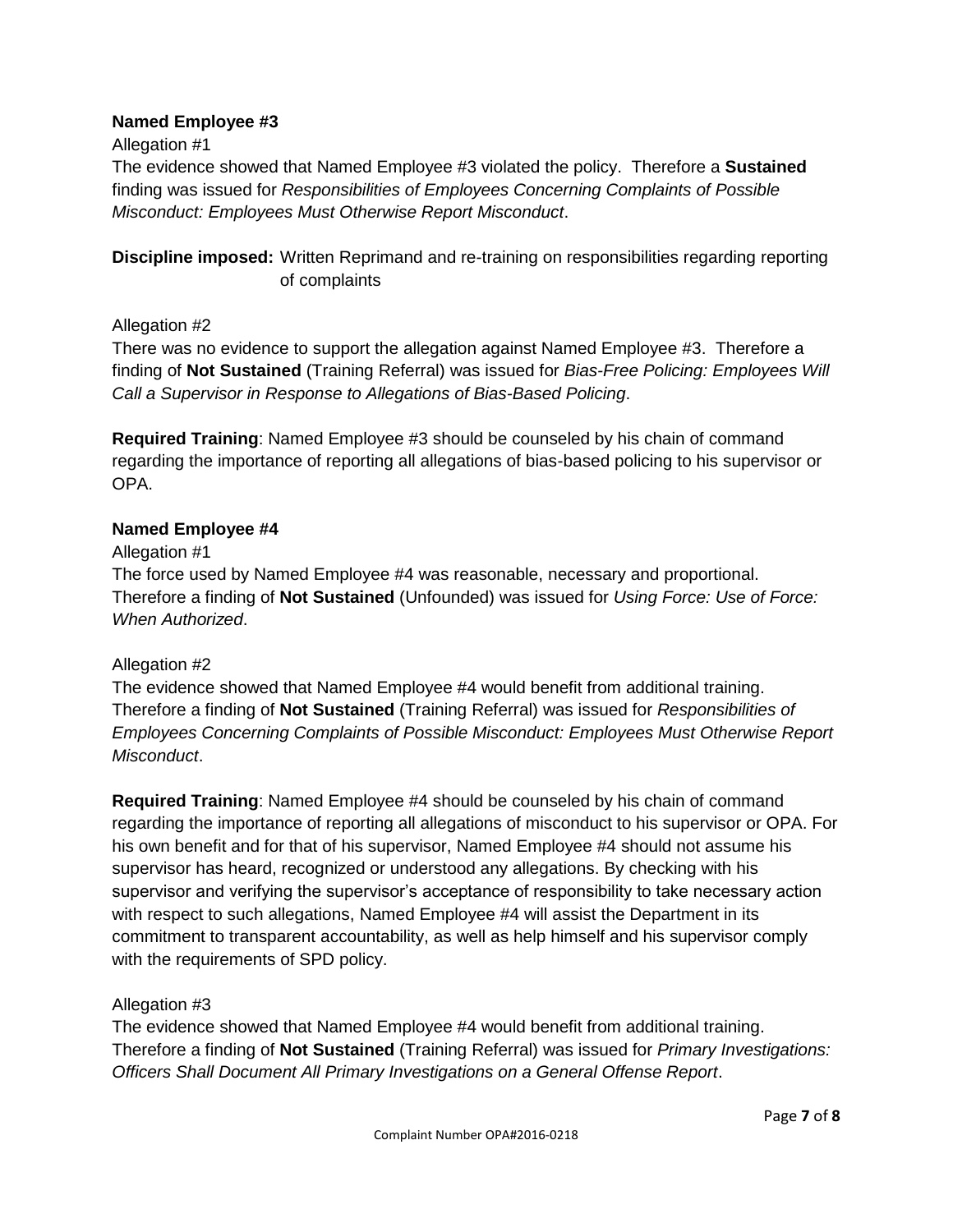**Named Employee #3**

Allegation #1

The evidence showed that Named Employee #3 violated the policy. Therefore a **Sustained** finding was issued for *Responsibilities of Employees Concerning Complaints of Possible Misconduct: Employees Must Otherwise Report Misconduct*.

**Discipline imposed:** Written Reprimand and re-training on responsibilities regarding reporting of complaints

Allegation #2

There was no evidence to support the allegation against Named Employee #3. Therefore a finding of **Not Sustained** (Training Referral) was issued for *Bias-Free Policing: Employees Will Call a Supervisor in Response to Allegations of Bias-Based Policing*.

**Required Training**: Named Employee #3 should be counseled by his chain of command regarding the importance of reporting all allegations of bias-based policing to his supervisor or OPA.

**Named Employee #4**

Allegation #1

The force used by Named Employee #4 was reasonable, necessary and proportional. Therefore a finding of **Not Sustained** (Unfounded) was issued for *Using Force: Use of Force: When Authorized*.

Allegation #2

The evidence showed that Named Employee #4 would benefit from additional training. Therefore a finding of **Not Sustained** (Training Referral) was issued for *Responsibilities of Employees Concerning Complaints of Possible Misconduct: Employees Must Otherwise Report Misconduct*.

**Required Training**: Named Employee #4 should be counseled by his chain of command regarding the importance of reporting all allegations of misconduct to his supervisor or OPA. For his own benefit and for that of his supervisor, Named Employee #4 should not assume his supervisor has heard, recognized or understood any allegations. By checking with his supervisor and verifying the supervisor's acceptance of responsibility to take necessary action with respect to such allegations, Named Employee #4 will assist the Department in its commitment to transparent accountability, as well as help himself and his supervisor comply with the requirements of SPD policy.

Allegation #3

The evidence showed that Named Employee #4 would benefit from additional training. Therefore a finding of **Not Sustained** (Training Referral) was issued for *Primary Investigations: Officers Shall Document All Primary Investigations on a General Offense Report*.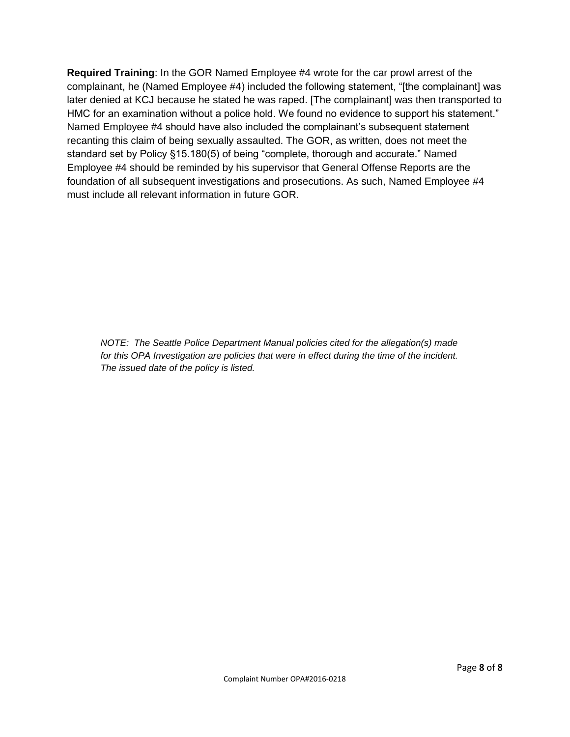**Required Training**: In the GOR Named Employee #4 wrote for the car prowl arrest of the complainant, he (Named Employee #4) included the following statement, "[the complainant] was later denied at KCJ because he stated he was raped. [The complainant] was then transported to HMC for an examination without a police hold. We found no evidence to support his statement." Named Employee #4 should have also included the complainant's subsequent statement recanting this claim of being sexually assaulted. The GOR, as written, does not meet the standard set by Policy §15.180(5) of being "complete, thorough and accurate." Named Employee #4 should be reminded by his supervisor that General Offense Reports are the foundation of all subsequent investigations and prosecutions. As such, Named Employee #4 must include all relevant information in future GOR.

*NOTE: The Seattle Police Department Manual policies cited for the allegation(s) made for this OPA Investigation are policies that were in effect during the time of the incident. The issued date of the policy is listed.*

Complaint Number OPA#2016-0218